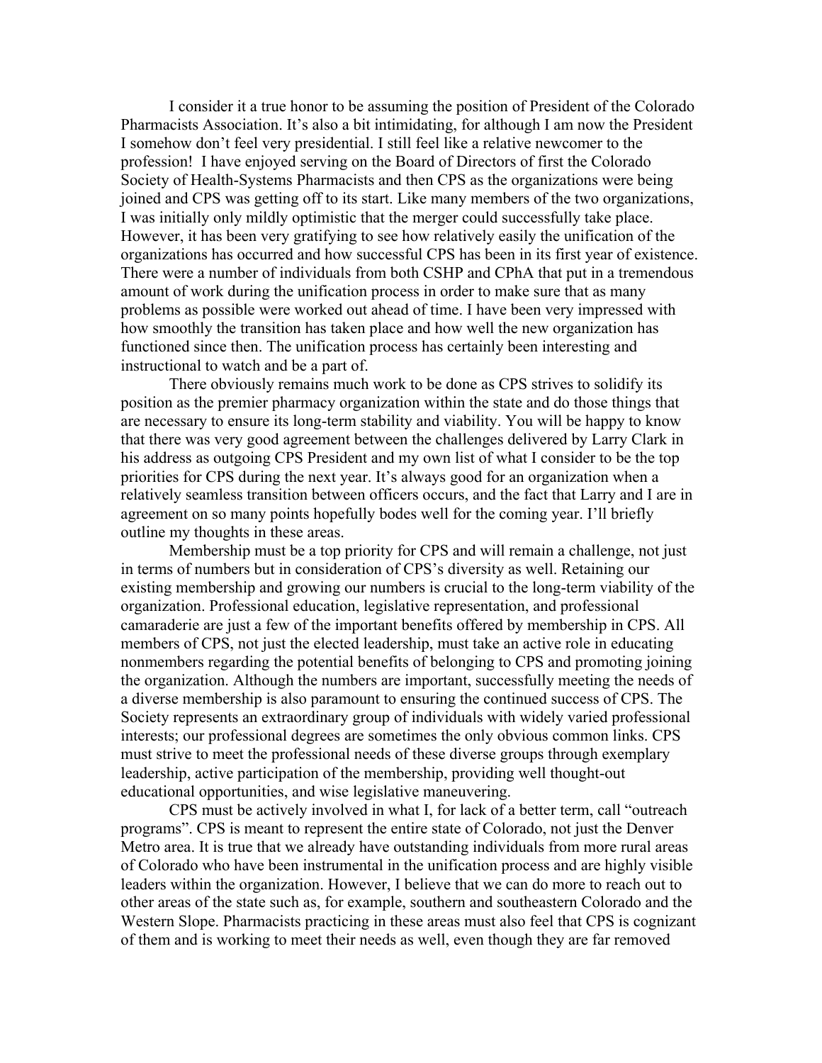I consider it a true honor to be assuming the position of President of the Colorado Pharmacists Association. It's also a bit intimidating, for although I am now the President I somehow don't feel very presidential. I still feel like a relative newcomer to the profession! I have enjoyed serving on the Board of Directors of first the Colorado Society of Health-Systems Pharmacists and then CPS as the organizations were being joined and CPS was getting off to its start. Like many members of the two organizations, I was initially only mildly optimistic that the merger could successfully take place. However, it has been very gratifying to see how relatively easily the unification of the organizations has occurred and how successful CPS has been in its first year of existence. There were a number of individuals from both CSHP and CPhA that put in a tremendous amount of work during the unification process in order to make sure that as many problems as possible were worked out ahead of time. I have been very impressed with how smoothly the transition has taken place and how well the new organization has functioned since then. The unification process has certainly been interesting and instructional to watch and be a part of.

There obviously remains much work to be done as CPS strives to solidify its position as the premier pharmacy organization within the state and do those things that are necessary to ensure its long-term stability and viability. You will be happy to know that there was very good agreement between the challenges delivered by Larry Clark in his address as outgoing CPS President and my own list of what I consider to be the top priorities for CPS during the next year. It's always good for an organization when a relatively seamless transition between officers occurs, and the fact that Larry and I are in agreement on so many points hopefully bodes well for the coming year. I'll briefly outline my thoughts in these areas.

Membership must be a top priority for CPS and will remain a challenge, not just in terms of numbers but in consideration of CPS's diversity as well. Retaining our existing membership and growing our numbers is crucial to the long-term viability of the organization. Professional education, legislative representation, and professional camaraderie are just a few of the important benefits offered by membership in CPS. All members of CPS, not just the elected leadership, must take an active role in educating nonmembers regarding the potential benefits of belonging to CPS and promoting joining the organization. Although the numbers are important, successfully meeting the needs of a diverse membership is also paramount to ensuring the continued success of CPS. The Society represents an extraordinary group of individuals with widely varied professional interests; our professional degrees are sometimes the only obvious common links. CPS must strive to meet the professional needs of these diverse groups through exemplary leadership, active participation of the membership, providing well thought-out educational opportunities, and wise legislative maneuvering.

CPS must be actively involved in what I, for lack of a better term, call "outreach programs". CPS is meant to represent the entire state of Colorado, not just the Denver Metro area. It is true that we already have outstanding individuals from more rural areas of Colorado who have been instrumental in the unification process and are highly visible leaders within the organization. However, I believe that we can do more to reach out to other areas of the state such as, for example, southern and southeastern Colorado and the Western Slope. Pharmacists practicing in these areas must also feel that CPS is cognizant of them and is working to meet their needs as well, even though they are far removed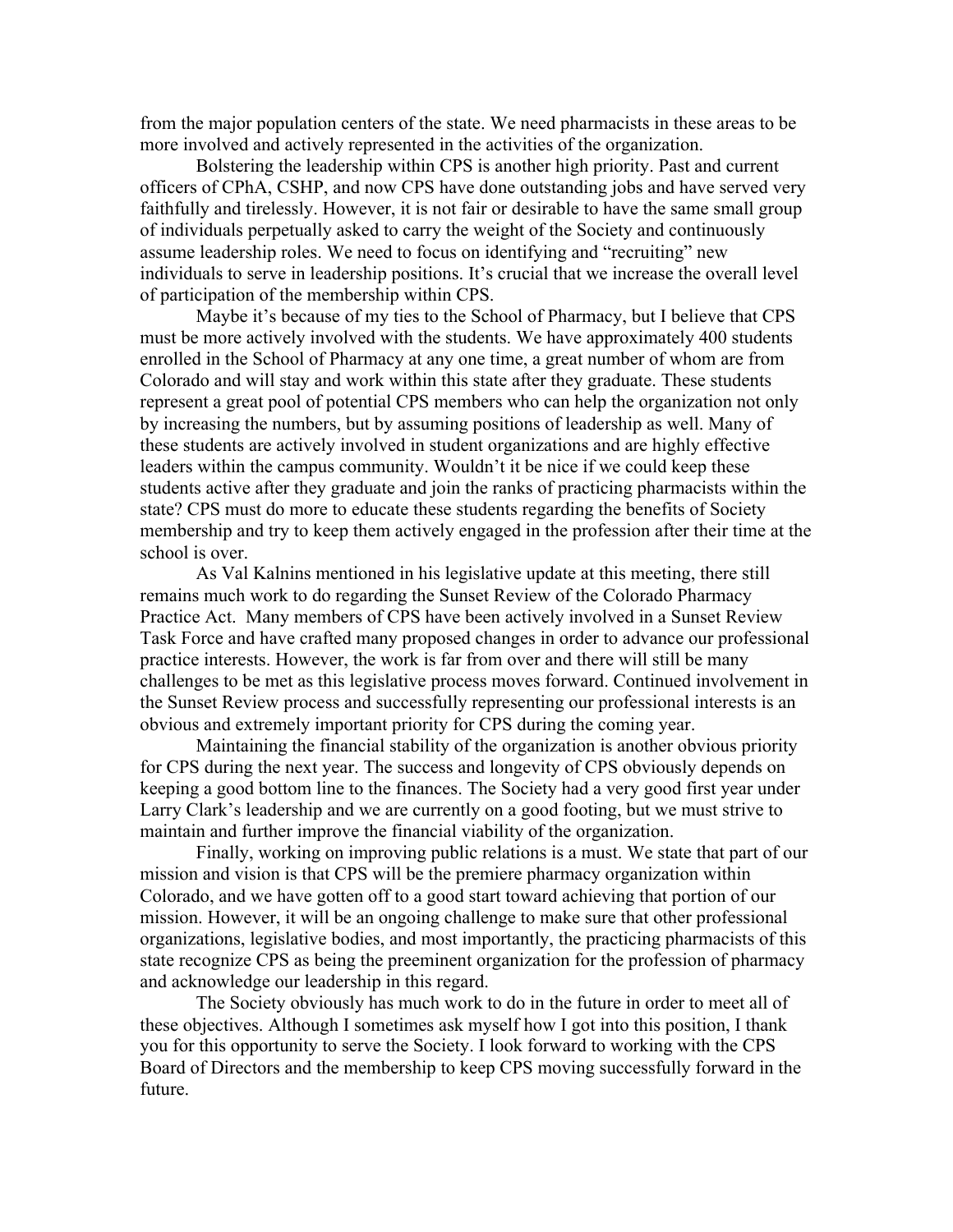from the major population centers of the state. We need pharmacists in these areas to be more involved and actively represented in the activities of the organization.

Bolstering the leadership within CPS is another high priority. Past and current officers of CPhA, CSHP, and now CPS have done outstanding jobs and have served very faithfully and tirelessly. However, it is not fair or desirable to have the same small group of individuals perpetually asked to carry the weight of the Society and continuously assume leadership roles. We need to focus on identifying and "recruiting" new individuals to serve in leadership positions. It's crucial that we increase the overall level of participation of the membership within CPS.

Maybe it's because of my ties to the School of Pharmacy, but I believe that CPS must be more actively involved with the students. We have approximately 400 students enrolled in the School of Pharmacy at any one time, a great number of whom are from Colorado and will stay and work within this state after they graduate. These students represent a great pool of potential CPS members who can help the organization not only by increasing the numbers, but by assuming positions of leadership as well. Many of these students are actively involved in student organizations and are highly effective leaders within the campus community. Wouldn't it be nice if we could keep these students active after they graduate and join the ranks of practicing pharmacists within the state? CPS must do more to educate these students regarding the benefits of Society membership and try to keep them actively engaged in the profession after their time at the school is over.

As Val Kalnins mentioned in his legislative update at this meeting, there still remains much work to do regarding the Sunset Review of the Colorado Pharmacy Practice Act. Many members of CPS have been actively involved in a Sunset Review Task Force and have crafted many proposed changes in order to advance our professional practice interests. However, the work is far from over and there will still be many challenges to be met as this legislative process moves forward. Continued involvement in the Sunset Review process and successfully representing our professional interests is an obvious and extremely important priority for CPS during the coming year.

Maintaining the financial stability of the organization is another obvious priority for CPS during the next year. The success and longevity of CPS obviously depends on keeping a good bottom line to the finances. The Society had a very good first year under Larry Clark's leadership and we are currently on a good footing, but we must strive to maintain and further improve the financial viability of the organization.

Finally, working on improving public relations is a must. We state that part of our mission and vision is that CPS will be the premiere pharmacy organization within Colorado, and we have gotten off to a good start toward achieving that portion of our mission. However, it will be an ongoing challenge to make sure that other professional organizations, legislative bodies, and most importantly, the practicing pharmacists of this state recognize CPS as being the preeminent organization for the profession of pharmacy and acknowledge our leadership in this regard.

The Society obviously has much work to do in the future in order to meet all of these objectives. Although I sometimes ask myself how I got into this position, I thank you for this opportunity to serve the Society. I look forward to working with the CPS Board of Directors and the membership to keep CPS moving successfully forward in the future.